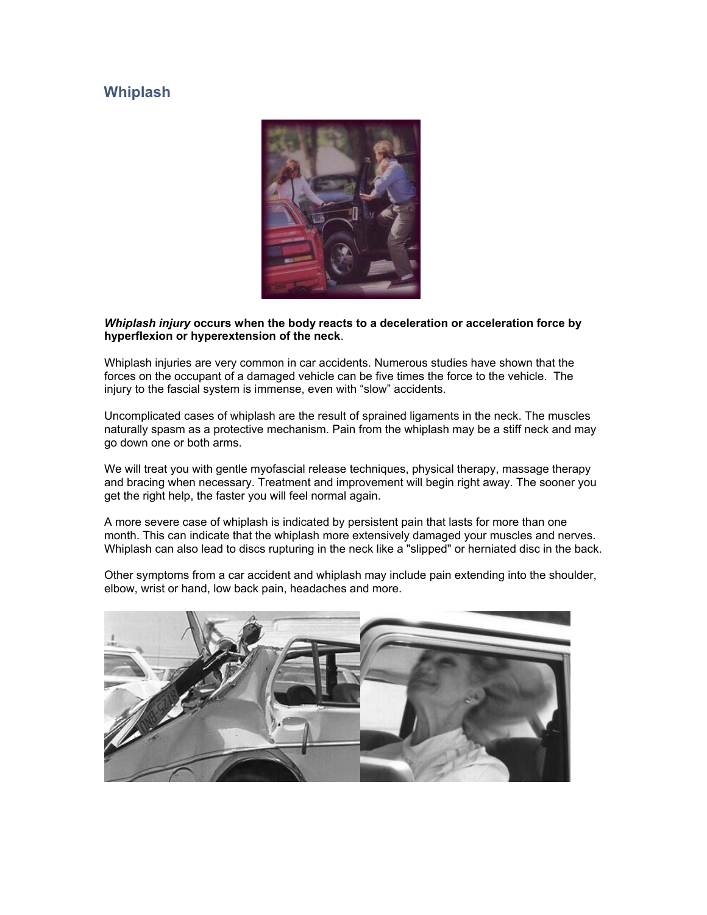## Whiplash

***Whiplash injury* occurs when the body reacts to a deceleration or acceleration force by hyperflexion or hyperextension of the neck**.

Whiplash injuries are very common in car accidents. Numerous studies have shown that the forces on the occupant of a damaged vehicle can be five times the force to the vehicle. The injury to the fascial system is immense, even with "slow" accidents.

Uncomplicated cases of whiplash are the result of sprained ligaments in the neck. The muscles naturally spasm as a protective mechanism. Pain from the whiplash may be a stiff neck and may go down one or both arms.

We will treat you with gentle myofascial release techniques, physical therapy, massage therapy and bracing when necessary. Treatment and improvement will begin right away. The sooner you get the right help, the faster you will feel normal again.

A more severe case of whiplash is indicated by persistent pain that lasts for more than one month. This can indicate that the whiplash more extensively damaged your muscles and nerves. Whiplash can also lead to discs rupturing in the neck like a "slipped" or herniated disc in the back.

Other symptoms from a car accident and whiplash may include pain extending into the shoulder, elbow, wrist or hand, low back pain, headaches and more.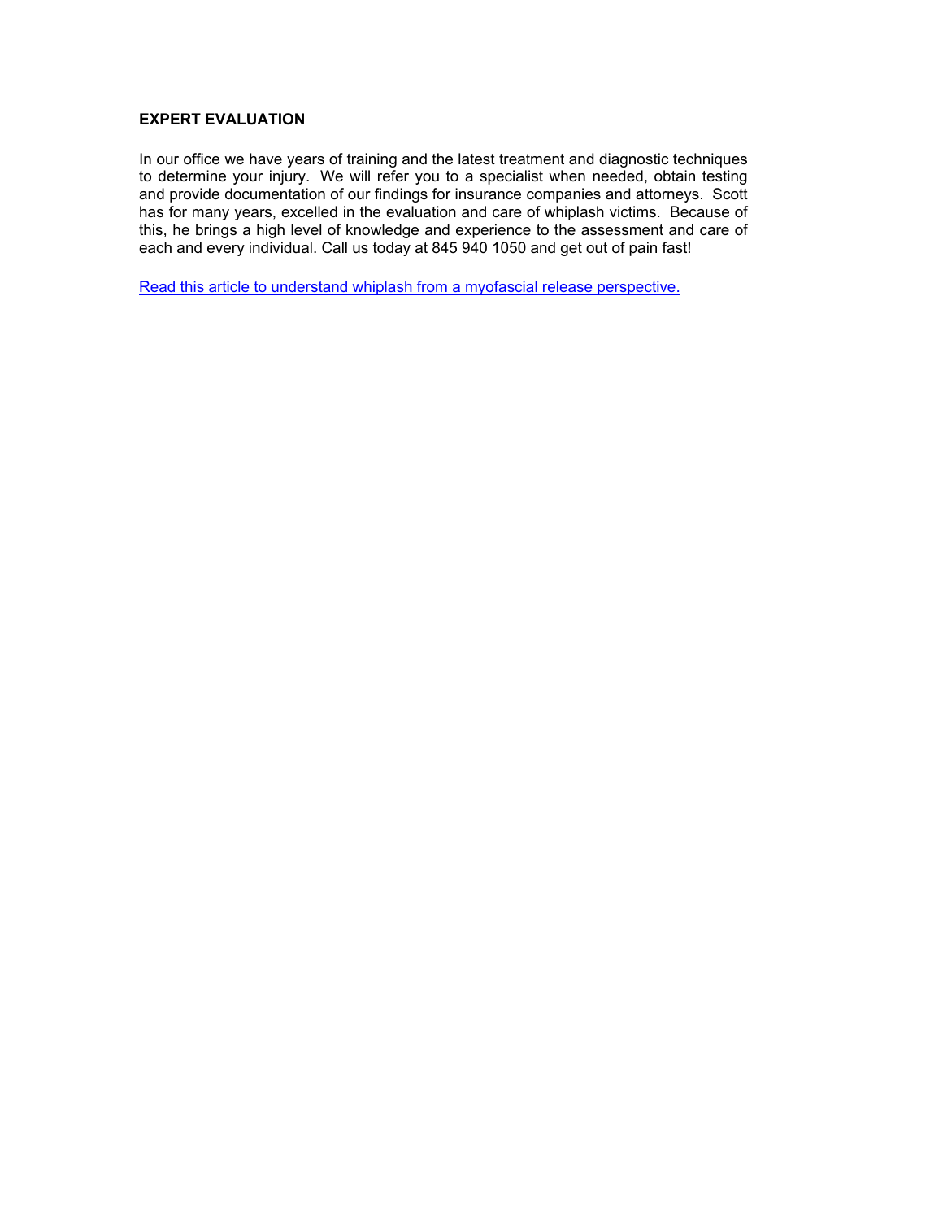**EXPERT EVALUATION**

In our office we have years of training and the latest treatment and diagnostic techniques to determine your injury. We will refer you to a specialist when needed, obtain testing and provide documentation of our findings for insurance companies and attorneys. Scott has for many years, excelled in the evaluation and care of whiplash victims. Because of this, he brings a high level of knowledge and experience to the assessment and care of each and every individual. Call us today at 845 940 1050 and get out of pain fast!

Read this article to understand whiplash from a myofascial release perspective.